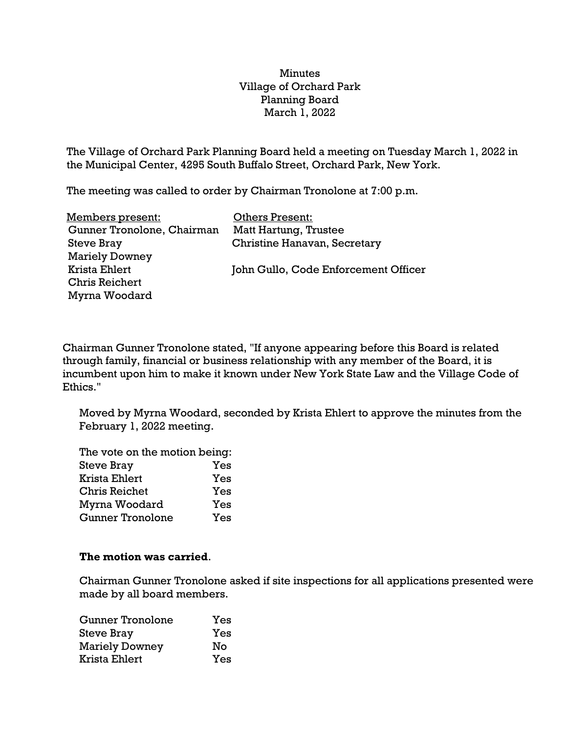Minutes
Village of Orchard Park
Planning Board
March 1, 2022

The Village of Orchard Park Planning Board held a meeting on Tuesday March 1, 2022 in the Municipal Center, 4295 South Buffalo Street, Orchard Park, New York.

The meeting was called to order by Chairman Tronolone at 7:00 p.m.

| Members present: | Others Present: |
|---|---|
| Gunner Tronolone, Chairman | Matt Hartung, Trustee |
| Steve Bray | Christine Hanavan, Secretary |
| Mariely Downey | |
| Krista Ehlert | John Gullo, Code Enforcement Officer |
| Chris Reichert | |
| Myrna Woodard | |

Chairman Gunner Tronolone stated, "If anyone appearing before this Board is related through family, financial or business relationship with any member of the Board, it is incumbent upon him to make it known under New York State Law and the Village Code of Ethics."

Moved by Myrna Woodard, seconded by Krista Ehlert to approve the minutes from the February 1, 2022 meeting.

The vote on the motion being:

| | |
|---|---|
| Steve Bray | Yes |
| Krista Ehlert | Yes |
| Chris Reichet | Yes |
| Myrna Woodard | Yes |
| Gunner Tronolone | Yes |

**The motion was carried**.

Chairman Gunner Tronolone asked if site inspections for all applications presented were made by all board members.

| | |
|---|---|
| Gunner Tronolone | Yes |
| Steve Bray | Yes |
| Mariely Downey | No |
| Krista Ehlert | Yes |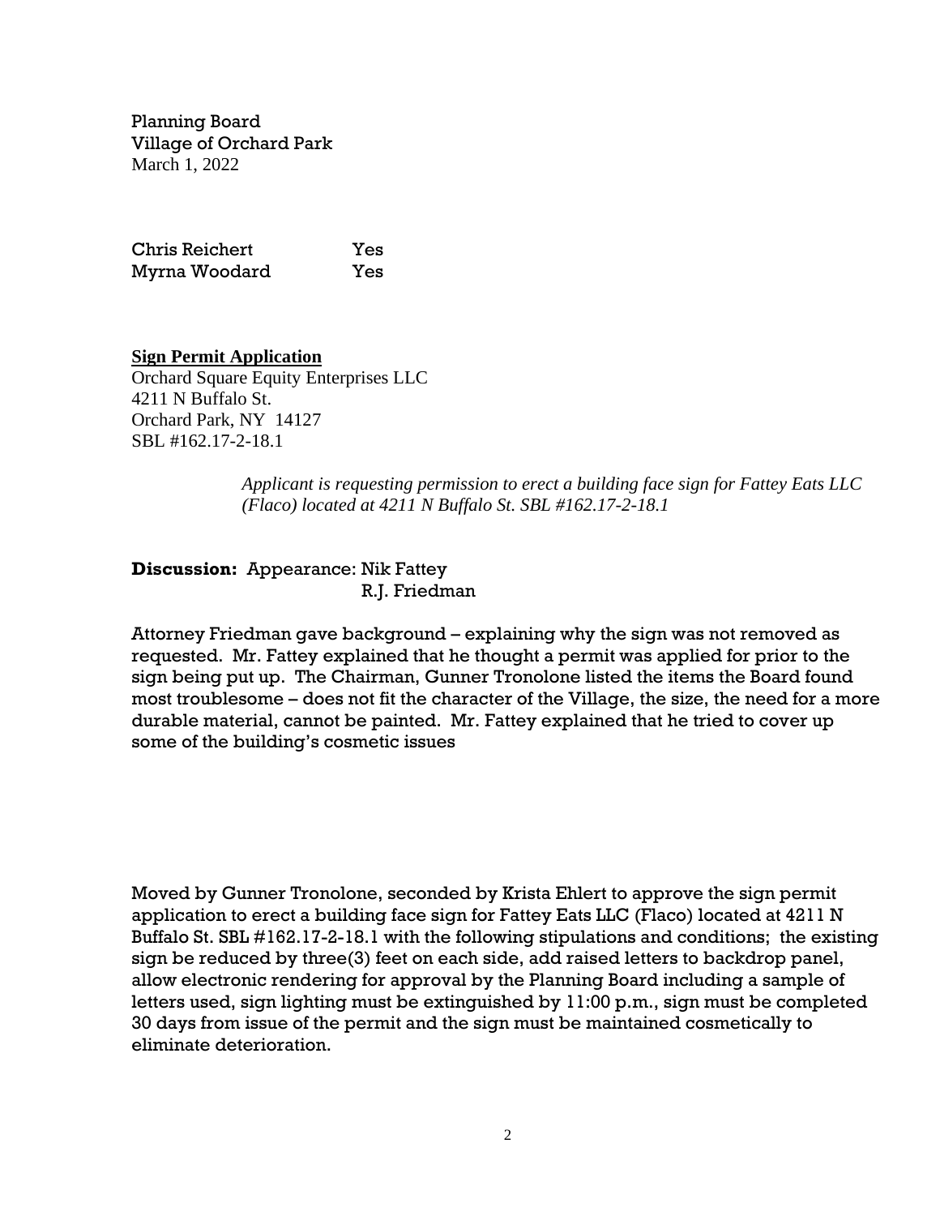Planning Board
Village of Orchard Park
March 1, 2022

| | |
|---|---|
| Chris Reichert | Yes |
| Myrna Woodard | Yes |

**Sign Permit Application**

Orchard Square Equity Enterprises LLC
4211 N Buffalo St.
Orchard Park, NY 14127
SBL #162.17-2-18.1

*Applicant is requesting permission to erect a building face sign for Fattey Eats LLC (Flaco) located at 4211 N Buffalo St. SBL #162.17-2-18.1*

**Discussion:** Appearance: Nik Fattey
R.J. Friedman

Attorney Friedman gave background – explaining why the sign was not removed as requested. Mr. Fattey explained that he thought a permit was applied for prior to the sign being put up. The Chairman, Gunner Tronolone listed the items the Board found most troublesome – does not fit the character of the Village, the size, the need for a more durable material, cannot be painted. Mr. Fattey explained that he tried to cover up some of the building's cosmetic issues

Moved by Gunner Tronolone, seconded by Krista Ehlert to approve the sign permit application to erect a building face sign for Fattey Eats LLC (Flaco) located at 4211 N Buffalo St. SBL #162.17-2-18.1 with the following stipulations and conditions; the existing sign be reduced by three(3) feet on each side, add raised letters to backdrop panel, allow electronic rendering for approval by the Planning Board including a sample of letters used, sign lighting must be extinguished by 11:00 p.m., sign must be completed 30 days from issue of the permit and the sign must be maintained cosmetically to eliminate deterioration.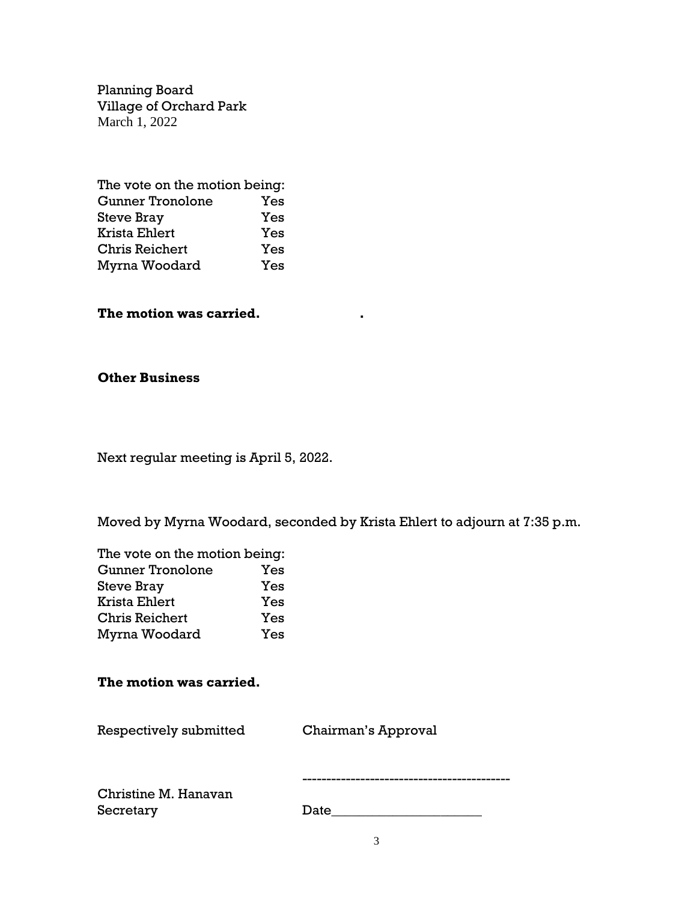Planning Board
Village of Orchard Park
March 1, 2022

The vote on the motion being:

| | |
|---|---|
| Gunner Tronolone | Yes |
| Steve Bray | Yes |
| Krista Ehlert | Yes |
| Chris Reichert | Yes |
| Myrna Woodard | Yes |

**The motion was carried.** **.**

**Other Business**

Next regular meeting is April 5, 2022.

Moved by Myrna Woodard, seconded by Krista Ehlert to adjourn at 7:35 p.m.

The vote on the motion being:

| | |
|---|---|
| Gunner Tronolone | Yes |
| Steve Bray | Yes |
| Krista Ehlert | Yes |
| Chris Reichert | Yes |
| Myrna Woodard | Yes |

**The motion was carried.**

Respectively submitted

Christine M. Hanavan
Secretary

Chairman's Approval

-------------------------------------------

Date_____________________